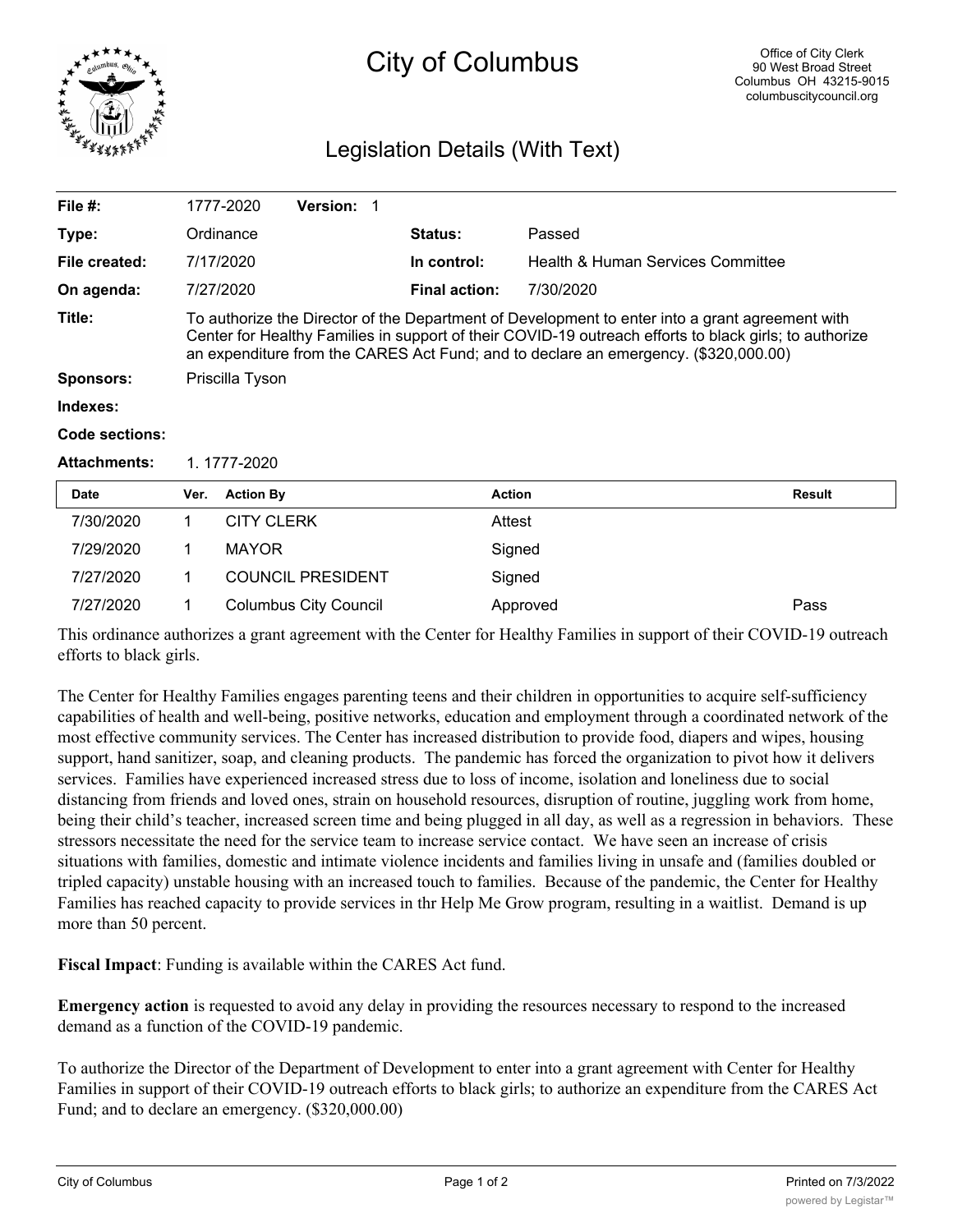# City of Columbus

Office of City Clerk
90 West Broad Street
Columbus OH 43215-9015
columbuscitycouncil.org

## Legislation Details (With Text)

| | | | |
|---|---|---|---|
| **File #:** | 1777-2020 **Version:** 1 | | |
| **Type:** | Ordinance | **Status:** | Passed |
| **File created:** | 7/17/2020 | **In control:** | Health & Human Services Committee |
| **On agenda:** | 7/27/2020 | **Final action:** | 7/30/2020 |

**Title:** To authorize the Director of the Department of Development to enter into a grant agreement with Center for Healthy Families in support of their COVID-19 outreach efforts to black girls; to authorize an expenditure from the CARES Act Fund; and to declare an emergency. ($320,000.00)

**Sponsors:** Priscilla Tyson

**Indexes:**

**Code sections:**

**Attachments:** 1. 1777-2020

| Date | Ver. | Action By | Action | Result |
|---|---|---|---|---|
| 7/30/2020 | 1 | CITY CLERK | Attest | |
| 7/29/2020 | 1 | MAYOR | Signed | |
| 7/27/2020 | 1 | COUNCIL PRESIDENT | Signed | |
| 7/27/2020 | 1 | Columbus City Council | Approved | Pass |

This ordinance authorizes a grant agreement with the Center for Healthy Families in support of their COVID-19 outreach efforts to black girls.

The Center for Healthy Families engages parenting teens and their children in opportunities to acquire self-sufficiency capabilities of health and well-being, positive networks, education and employment through a coordinated network of the most effective community services. The Center has increased distribution to provide food, diapers and wipes, housing support, hand sanitizer, soap, and cleaning products. The pandemic has forced the organization to pivot how it delivers services. Families have experienced increased stress due to loss of income, isolation and loneliness due to social distancing from friends and loved ones, strain on household resources, disruption of routine, juggling work from home, being their child's teacher, increased screen time and being plugged in all day, as well as a regression in behaviors. These stressors necessitate the need for the service team to increase service contact. We have seen an increase of crisis situations with families, domestic and intimate violence incidents and families living in unsafe and (families doubled or tripled capacity) unstable housing with an increased touch to families. Because of the pandemic, the Center for Healthy Families has reached capacity to provide services in thr Help Me Grow program, resulting in a waitlist. Demand is up more than 50 percent.

**Fiscal Impact**: Funding is available within the CARES Act fund.

**Emergency action** is requested to avoid any delay in providing the resources necessary to respond to the increased demand as a function of the COVID-19 pandemic.

To authorize the Director of the Department of Development to enter into a grant agreement with Center for Healthy Families in support of their COVID-19 outreach efforts to black girls; to authorize an expenditure from the CARES Act Fund; and to declare an emergency. ($320,000.00)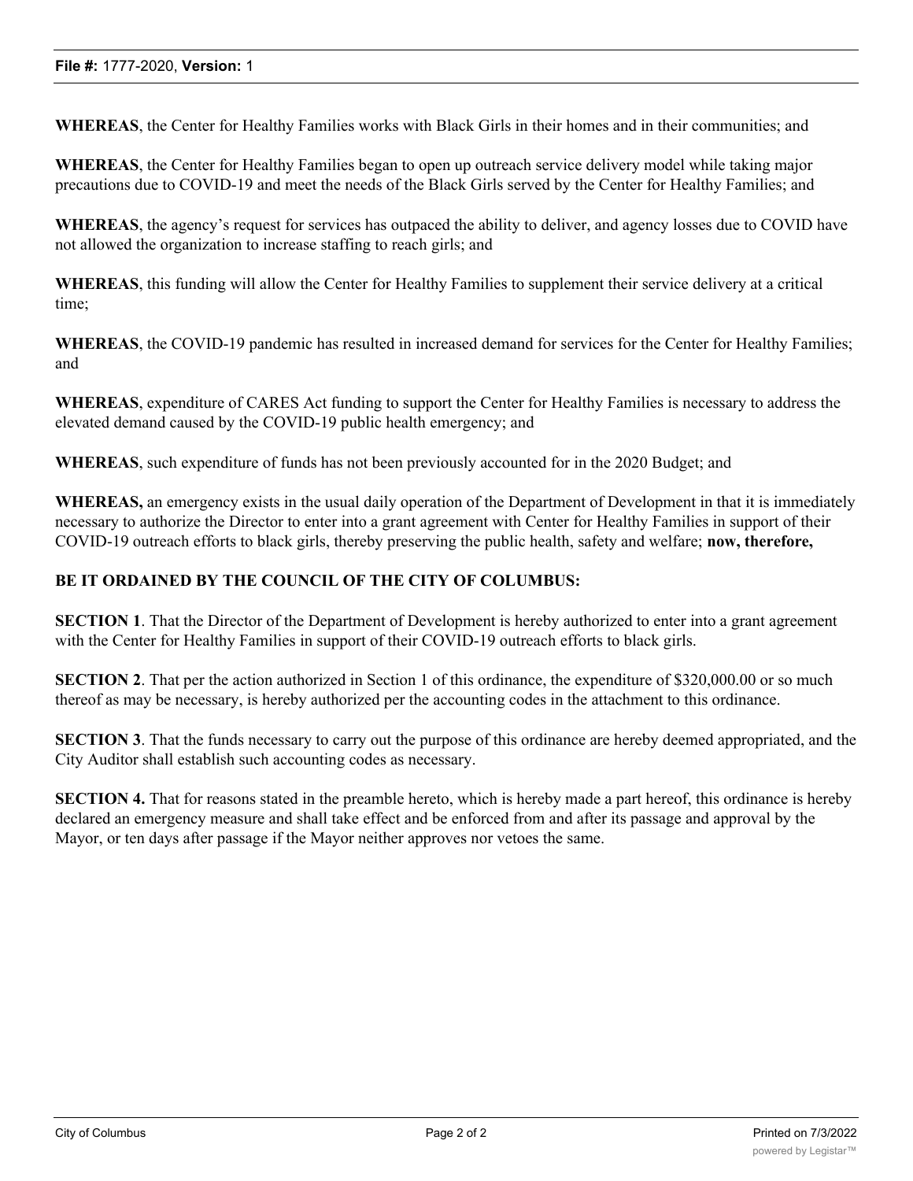**WHEREAS**, the Center for Healthy Families works with Black Girls in their homes and in their communities; and

**WHEREAS**, the Center for Healthy Families began to open up outreach service delivery model while taking major precautions due to COVID-19 and meet the needs of the Black Girls served by the Center for Healthy Families; and

**WHEREAS**, the agency's request for services has outpaced the ability to deliver, and agency losses due to COVID have not allowed the organization to increase staffing to reach girls; and

**WHEREAS**, this funding will allow the Center for Healthy Families to supplement their service delivery at a critical time;

**WHEREAS**, the COVID-19 pandemic has resulted in increased demand for services for the Center for Healthy Families; and

**WHEREAS**, expenditure of CARES Act funding to support the Center for Healthy Families is necessary to address the elevated demand caused by the COVID-19 public health emergency; and

**WHEREAS**, such expenditure of funds has not been previously accounted for in the 2020 Budget; and

**WHEREAS,** an emergency exists in the usual daily operation of the Department of Development in that it is immediately necessary to authorize the Director to enter into a grant agreement with Center for Healthy Families in support of their COVID-19 outreach efforts to black girls, thereby preserving the public health, safety and welfare; **now, therefore,**

**BE IT ORDAINED BY THE COUNCIL OF THE CITY OF COLUMBUS:**

**SECTION 1**. That the Director of the Department of Development is hereby authorized to enter into a grant agreement with the Center for Healthy Families in support of their COVID-19 outreach efforts to black girls.

**SECTION 2**. That per the action authorized in Section 1 of this ordinance, the expenditure of $320,000.00 or so much thereof as may be necessary, is hereby authorized per the accounting codes in the attachment to this ordinance.

**SECTION 3**. That the funds necessary to carry out the purpose of this ordinance are hereby deemed appropriated, and the City Auditor shall establish such accounting codes as necessary.

**SECTION 4.** That for reasons stated in the preamble hereto, which is hereby made a part hereof, this ordinance is hereby declared an emergency measure and shall take effect and be enforced from and after its passage and approval by the Mayor, or ten days after passage if the Mayor neither approves nor vetoes the same.